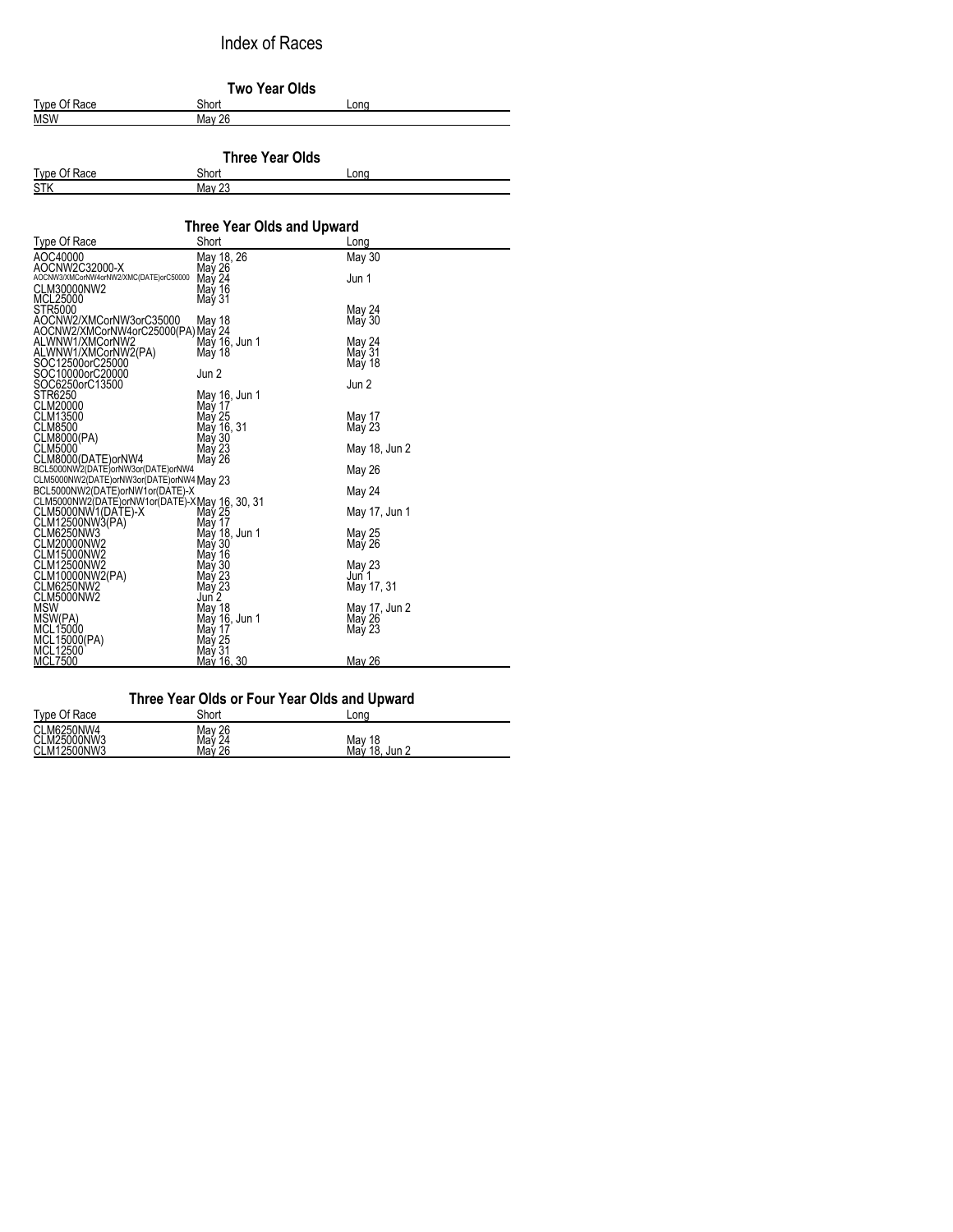# Index of Races

## Two Year Olds

| Type Of Race | Short | Long |
|---|---|---|
| MSW | May 26 | |

## Three Year Olds

| Type Of Race | Short | Long |
|---|---|---|
| STK | May 23 | |

## Three Year Olds and Upward

| Type Of Race | Short | Long |
|---|---|---|
| AOC40000 | May 18, 26 | May 30 |
| AOCNW2C32000-X | May 26 | |
| AOCNW3/XMCorNW4orNW2/XMC(DATE)orC50000 | May 24 | Jun 1 |
| CLM30000NW2 | May 16 | |
| MCL25000 | May 31 | |
| STR5000 | | May 24 |
| AOCNW2/XMCorNW3orC35000 | May 18 | May 30 |
| AOCNW2/XMCorNW4orC25000(PA) | May 24 | |
| ALWNW1/XMCorNW2 | May 16, Jun 1 | May 24 |
| ALWNW1/XMCorNW2(PA) | May 18 | May 31 |
| SOC12500orC25000 | | May 18 |
| SOC10000orC20000 | Jun 2 | |
| SOC6250orC13500 | | Jun 2 |
| STR6250 | May 16, Jun 1 | |
| CLM20000 | May 17 | |
| CLM13500 | May 25 | May 17 |
| CLM8500 | May 16, 31 | May 23 |
| CLM8000(PA) | May 30 | |
| CLM5000 | May 23 | May 18, Jun 2 |
| CLM8000(DATE)orNW4 | May 26 | |
| BCL5000NW2(DATE)orNW3or(DATE)orNW4 | | May 26 |
| CLM5000NW2(DATE)orNW3or(DATE)orNW4 | May 23 | |
| BCL5000NW2(DATE)orNW1or(DATE)-X | | May 24 |
| CLM5000NW2(DATE)orNW1or(DATE)-X | May 16, 30, 31 | |
| CLM5000NW1(DATE)-X | May 25 | May 17, Jun 1 |
| CLM12500NW3(PA) | May 17 | |
| CLM6250NW3 | May 18, Jun 1 | May 25 |
| CLM20000NW2 | May 30 | May 26 |
| CLM15000NW2 | May 16 | |
| CLM12500NW2 | May 30 | May 23 |
| CLM10000NW2(PA) | May 23 | Jun 1 |
| CLM6250NW2 | May 23 | May 17, 31 |
| CLM5000NW2 | Jun 2 | |
| MSW | May 18 | May 17, Jun 2 |
| MSW(PA) | May 16, Jun 1 | May 26 |
| MCL15000 | May 17 | May 23 |
| MCL15000(PA) | May 25 | |
| MCL12500 | May 31 | |
| MCL7500 | May 16, 30 | May 26 |

## Three Year Olds or Four Year Olds and Upward

| Type Of Race | Short | Long |
|---|---|---|
| CLM6250NW4 | May 26 | |
| CLM25000NW3 | May 24 | May 18 |
| CLM12500NW3 | May 26 | May 18, Jun 2 |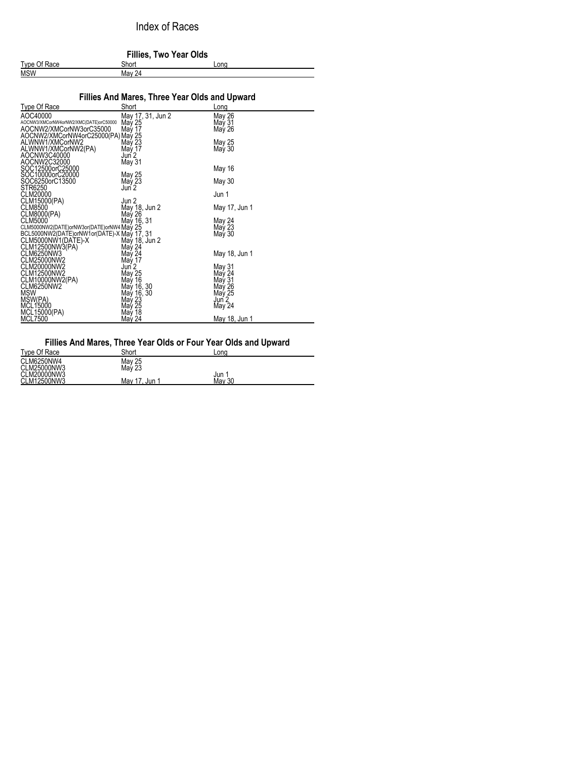# Index of Races

## Fillies, Two Year Olds

| Type Of Race | Short | Long |
|---|---|---|
| MSW | May 24 | |

## Fillies And Mares, Three Year Olds and Upward

| Type Of Race | Short | Long |
|---|---|---|
| AOC40000 | May 17, 31, Jun 2 | May 26 |
| AOCNW3/XMCorNW4orNW2/XMC(DATE)orC50000 | May 25 | May 31 |
| AOCNW2/XMCorNW3orC35000 | May 17 | May 26 |
| AOCNW2/XMCorNW4orC25000(PA) | May 25 | |
| ALWNW1/XMCorNW2 | May 23 | May 25 |
| ALWNW1/XMCorNW2(PA) | May 17 | May 30 |
| AOCNW3C40000 | Jun 2 | |
| AOCNW2C32000 | May 31 | |
| SOC12500orC25000 | | May 16 |
| SOC10000orC20000 | May 25 | |
| SOC6250orC13500 | May 23 | May 30 |
| STR6250 | Jun 2 | |
| CLM20000 | | Jun 1 |
| CLM15000(PA) | Jun 2 | |
| CLM8500 | May 18, Jun 2 | May 17, Jun 1 |
| CLM8000(PA) | May 26 | |
| CLM5000 | May 16, 31 | May 24 |
| CLM5000NW2(DATE)orNW3or(DATE)orNW4 | May 25 | May 23 |
| BCL5000NW2(DATE)orNW1or(DATE)-X | May 17, 31 | May 30 |
| CLM5000NW1(DATE)-X | May 18, Jun 2 | |
| CLM12500NW3(PA) | May 24 | |
| CLM6250NW3 | May 24 | May 18, Jun 1 |
| CLM25000NW2 | May 17 | |
| CLM20000NW2 | Jun 2 | May 31 |
| CLM12500NW2 | May 25 | May 24 |
| CLM10000NW2(PA) | May 16 | May 31 |
| CLM6250NW2 | May 16, 30 | May 26 |
| MSW | May 16, 30 | May 25 |
| MSW(PA) | May 23 | Jun 2 |
| MCL15000 | May 25 | May 24 |
| MCL15000(PA) | May 18 | |
| MCL7500 | May 24 | May 18, Jun 1 |

## Fillies And Mares, Three Year Olds or Four Year Olds and Upward

| Type Of Race | Short | Long |
|---|---|---|
| CLM6250NW4 | May 25 | |
| CLM25000NW3 | May 23 | |
| CLM20000NW3 | | Jun 1 |
| CLM12500NW3 | May 17, Jun 1 | May 30 |